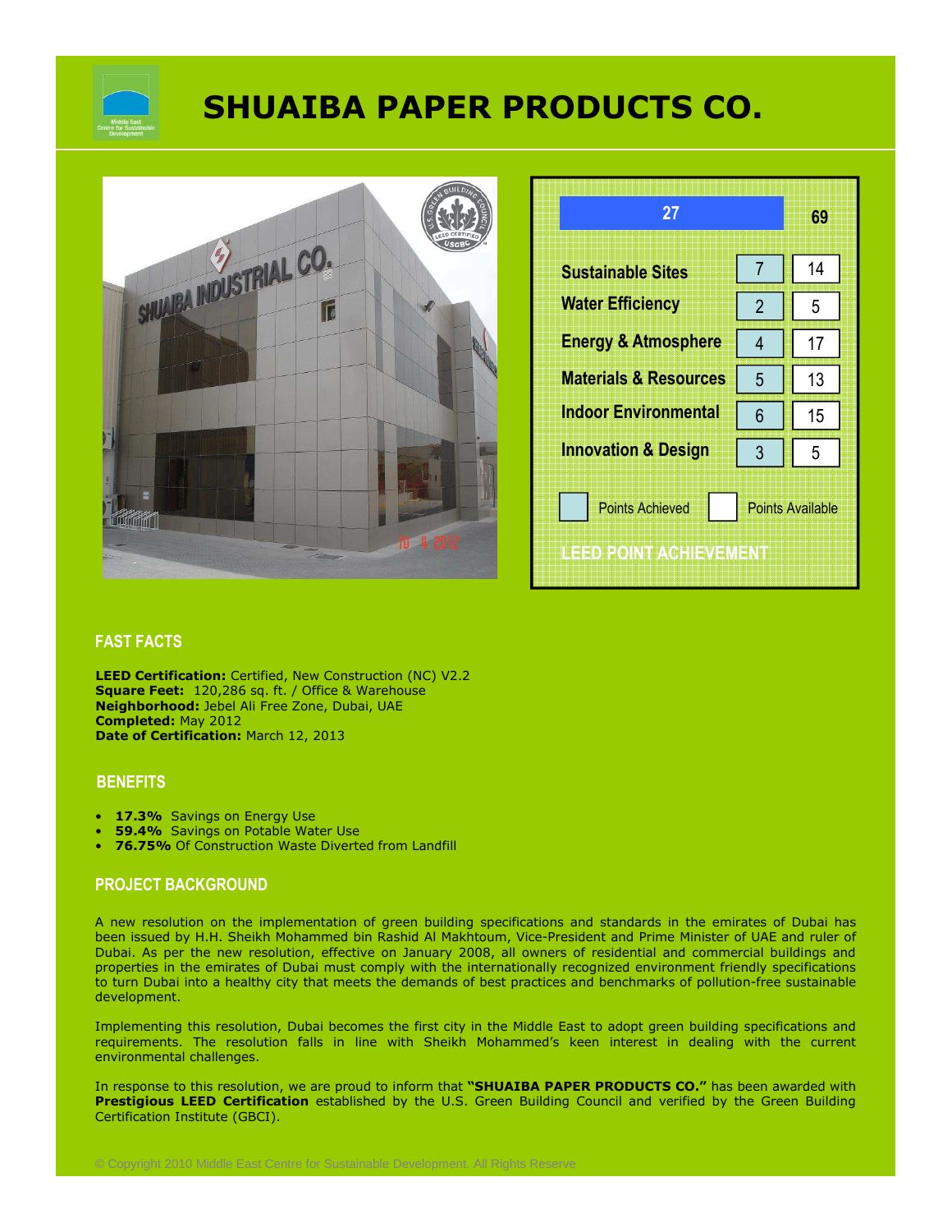# SHUAIBA PAPER PRODUCTS CO.

| LEED POINT ACHIEVEMENT | Points Achieved | Points Available |
|---|---|---|
| Total | 27 | 69 |
| Sustainable Sites | 7 | 14 |
| Water Efficiency | 2 | 5 |
| Energy & Atmosphere | 4 | 17 |
| Materials & Resources | 5 | 13 |
| Indoor Environmental | 6 | 15 |
| Innovation & Design | 3 | 5 |

## FAST FACTS

**LEED Certification:** Certified, New Construction (NC) V2.2
**Square Feet:** 120,286 sq. ft. / Office & Warehouse
**Neighborhood:** Jebel Ali Free Zone, Dubai, UAE
**Completed:** May 2012
**Date of Certification:** March 12, 2013

## BENEFITS

- **17.3%** Savings on Energy Use
- **59.4%** Savings on Potable Water Use
- **76.75%** Of Construction Waste Diverted from Landfill

## PROJECT BACKGROUND

A new resolution on the implementation of green building specifications and standards in the emirates of Dubai has been issued by H.H. Sheikh Mohammed bin Rashid Al Makhtoum, Vice-President and Prime Minister of UAE and ruler of Dubai. As per the new resolution, effective on January 2008, all owners of residential and commercial buildings and properties in the emirates of Dubai must comply with the internationally recognized environment friendly specifications to turn Dubai into a healthy city that meets the demands of best practices and benchmarks of pollution-free sustainable development.

Implementing this resolution, Dubai becomes the first city in the Middle East to adopt green building specifications and requirements. The resolution falls in line with Sheikh Mohammed's keen interest in dealing with the current environmental challenges.

In response to this resolution, we are proud to inform that **"SHUAIBA PAPER PRODUCTS CO."** has been awarded with **Prestigious LEED Certification** established by the U.S. Green Building Council and verified by the Green Building Certification Institute (GBCI).

© Copyright 2010 Middle East Centre for Sustainable Development. All Rights Reserve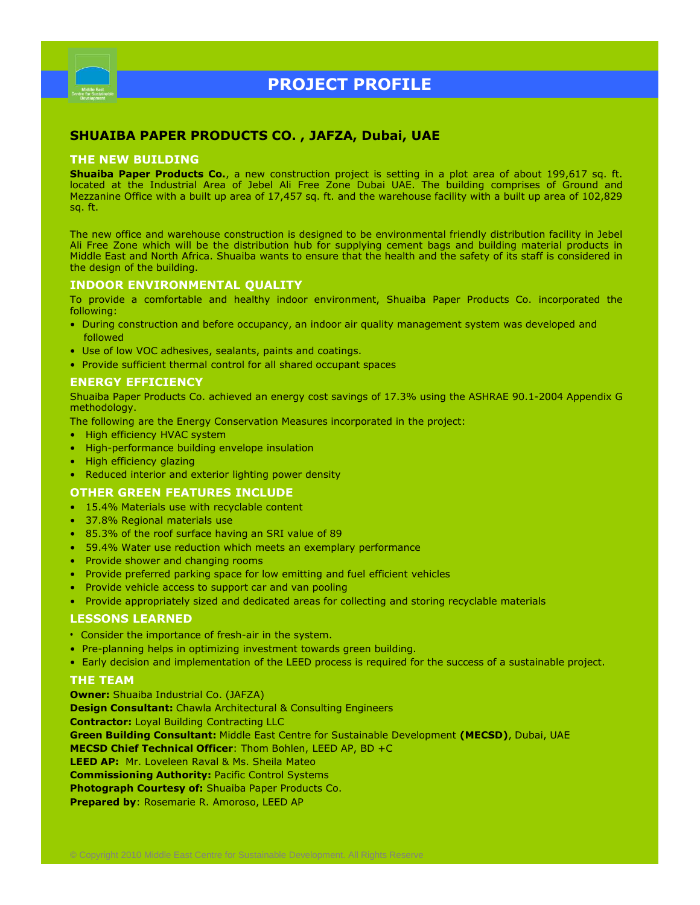# PROJECT PROFILE

## SHUAIBA PAPER PRODUCTS CO. , JAFZA, Dubai, UAE

### THE NEW BUILDING

**Shuaiba Paper Products Co.**, a new construction project is setting in a plot area of about 199,617 sq. ft. located at the Industrial Area of Jebel Ali Free Zone Dubai UAE. The building comprises of Ground and Mezzanine Office with a built up area of 17,457 sq. ft. and the warehouse facility with a built up area of 102,829 sq. ft.

The new office and warehouse construction is designed to be environmental friendly distribution facility in Jebel Ali Free Zone which will be the distribution hub for supplying cement bags and building material products in Middle East and North Africa. Shuaiba wants to ensure that the health and the safety of its staff is considered in the design of the building.

### INDOOR ENVIRONMENTAL QUALITY

To provide a comfortable and healthy indoor environment, Shuaiba Paper Products Co. incorporated the following:

- During construction and before occupancy, an indoor air quality management system was developed and followed
- Use of low VOC adhesives, sealants, paints and coatings.
- Provide sufficient thermal control for all shared occupant spaces

### ENERGY EFFICIENCY

Shuaiba Paper Products Co. achieved an energy cost savings of 17.3% using the ASHRAE 90.1-2004 Appendix G methodology.

The following are the Energy Conservation Measures incorporated in the project:

- High efficiency HVAC system
- High-performance building envelope insulation
- High efficiency glazing
- Reduced interior and exterior lighting power density

### OTHER GREEN FEATURES INCLUDE

- 15.4% Materials use with recyclable content
- 37.8% Regional materials use
- 85.3% of the roof surface having an SRI value of 89
- 59.4% Water use reduction which meets an exemplary performance
- Provide shower and changing rooms
- Provide preferred parking space for low emitting and fuel efficient vehicles
- Provide vehicle access to support car and van pooling
- Provide appropriately sized and dedicated areas for collecting and storing recyclable materials

### LESSONS LEARNED

- Consider the importance of fresh-air in the system.
- Pre-planning helps in optimizing investment towards green building.
- Early decision and implementation of the LEED process is required for the success of a sustainable project.

### THE TEAM

**Owner:** Shuaiba Industrial Co. (JAFZA)
**Design Consultant:** Chawla Architectural & Consulting Engineers
**Contractor:** Loyal Building Contracting LLC
**Green Building Consultant:** Middle East Centre for Sustainable Development **(MECSD)**, Dubai, UAE
**MECSD Chief Technical Officer**: Thom Bohlen, LEED AP, BD +C
**LEED AP:** Mr. Loveleen Raval & Ms. Sheila Mateo
**Commissioning Authority:** Pacific Control Systems
**Photograph Courtesy of:** Shuaiba Paper Products Co.
**Prepared by**: Rosemarie R. Amoroso, LEED AP

© Copyright 2010 Middle East Centre for Sustainable Development. All Rights Reserve